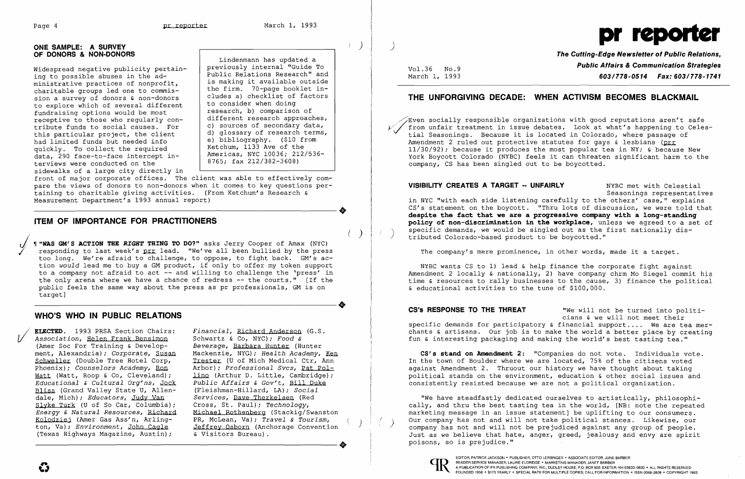## ONE SAMPLE: A SURVEY OF DONORS & NON-DONORS

Widespread negative publicity pertaining to possible abuses in the administrative practices of nonprofit, charitable groups led one to commission a survey of donors & non-donors to explore which of several different fundraising options would be most receptive to those who regularly contribute funds to social causes. For this particular project, the client had limited funds but needed info quickly. To collect the required data, 290 face-to-face intercept interviews were conducted on the sidewalks of a large city directly in front of major corporate offices. The client was able to effectively compare the views of donors to non-donors when it comes to key questions pertaining to charitable giving activities. (From Ketchum's Research & Measurement Department's 1993 annual report)

> Lindenmann has updated a previously internal "Guide To Public Relations Research" and is making it available outside the firm. 70-page booklet includes a) checklist of factors to consider when doing research, b) comparison of different research approaches, c) sources of secondary data, d) glossary of research terms, e) bibliography. ($10 from Ketchum, 1133 Ave of the Americas, NYC 10036; 212/536-8765; fax 212/382-3608)

## ITEM OF IMPORTANCE FOR PRACTITIONERS

¶ **"WAS GM'S ACTION THE *RIGHT* THING TO DO?"** asks Jerry Cooper of Amax (NYC) responding to last week's prr lead. "We've all been bullied by the press too long. We're afraid to challenge, to oppose, to fight back. GM's action *would* lead me to buy a GM product, if only to offer my token support to a company not afraid to act -- and willing to challenge the 'press' in the only arena where we have a chance of redress -- the courts." [If the public feels the same way about the press as pr professionals, GM is on target]

## WHO'S WHO IN PUBLIC RELATIONS

**ELECTED.** 1993 PRSA Section Chairs: *Association*, Helen Frank Bensimon (Amer Soc For Training & Development, Alexandria); *Corporate*, Susan Schweller (Double Tree Hotel Corp, Phoenix); *Counselors Academy*, Ron Watt (Watt, Roop & Co, Cleveland); *Educational & Cultural Org'ns*, Jock Bliss (Grand Valley State U, Allendale, Mich); *Educators*, Judy Van Slyke Turk (U of So Car, Columbia); *Energy & Natural Resources*, Richard Kolodziej (Amer Gas Ass'n, Arlington, Va); *Environment*, John Cagle (Texas Highways Magazine, Austin); *Financial*, Richard Anderson (G.S. Schwartz & Co, NYC); *Food & Beverage*, Barbara Hunter (Hunter Mackenzie, NYC); *Health Academy*, Ken Trester (U of Mich Medical Ctr, Ann Arbor); *Professional Svcs*, Pat Pollino (Arthur D. Little, Cambridge); *Public Affairs & Gov't*, Bill Duke (Fleishman-Hillard, LA); *Social Services*, Dave Therkelsen (Red Cross, St. Paul); *Technology*, Michael Rothenberg (Stackig/Swanston PR, McLean, Va); *Travel & Tourism*, Jeffrey Osborn (Anchorage Convention & Visitors Bureau).

# pr reporter

**The Cutting-Edge Newsletter of Public Relations, Public Affairs & Communication Strategies**

Vol.36 No.9
March 1, 1993

**603/778-0514 Fax: 603/778-1741**

## THE UNFORGIVING DECADE: WHEN ACTIVISM BECOMES BLACKMAIL

Even socially responsible organizations with good reputations aren't safe from unfair treatment in issue debates. Look at what's happening to Celestial Seasonings. Because it is located in Colorado, where passage of Amendment 2 ruled out protective statutes for gays & lesbians (prr 11/30/92); because it produces the most popular tea in NY; & because New York Boycott Colorado (NYBC) feels it can threaten significant harm to the company, CS has been singled out to be boycotted.

**VISIBILITY CREATES A TARGET -- UNFAIRLY** NYBC met with Celestial Seasonings representatives in NYC "with each side listening carefully to the others' case," explains CS's statement on the boycott. "Thru lots of discussion, we were told that **despite the fact that we are a progressive company with a long-standing policy of non-discrimination in the workplace,** unless we agreed to a set of specific demands, we would be singled out as the first nationally distributed Colorado-based product to be boycotted."

The company's mere prominence, in other words, made it a target.

NYBC wants CS to 1) lead & help finance the corporate fight against Amendment 2 locally & nationally, 2) have company chrm Mo Siegel commit his time & resources to rally businesses to the cause, 3) finance the political & educational activities to the tune of $100,000.

**CS's RESPONSE TO THE THREAT** "We will not be turned into politicians & we will not meet their specific demands for participatory & financial support.... We are tea merchants & artisans. Our job is to make the world a better place by creating fun & interesting packaging and making the world's best tasting tea."

**CS's stand on Amendment 2:** "Companies do not vote. Individuals vote. In the town of Boulder where we are located, 75% of the citizens voted against Amendment 2. Thruout our history we have thought about taking political stands on the environment, education & other social issues and consistently resisted because we are not a political organization.

"We have steadfastly dedicated ourselves to artistically, philosophically, and thru the best tasting tea in the world, [NB: note the repeated marketing message in an issue statement] be uplifting to our consumers. Our company has not and will not take political stances. Likewise, our company has not and will not be prejudiced against any group of people. Just as we believe that hate, anger, greed, jealousy and envy are spirit poisons, so is prejudice."

EDITOR, PATRICK JACKSON • PUBLISHER, OTTO LERBINGER • ASSOCIATE EDITOR, JUNE BARBER
READER SERVICE MANAGER, LAURIE ELDRIDGE • MARKETING MANAGER, JANET BARBER
A PUBLICATION OF PR PUBLISHING COMPANY, INC., DUDLEY HOUSE, P.O. BOX 600, EXETER, NH 03833-0600 • ALL RIGHTS RESERVED
FOUNDED 1958 • $175 YEARLY • SPECIAL RATE FOR MULTIPLE COPIES: CALL FOR INFORMATION • ISSN 0048-2609 • COPYRIGHT 1993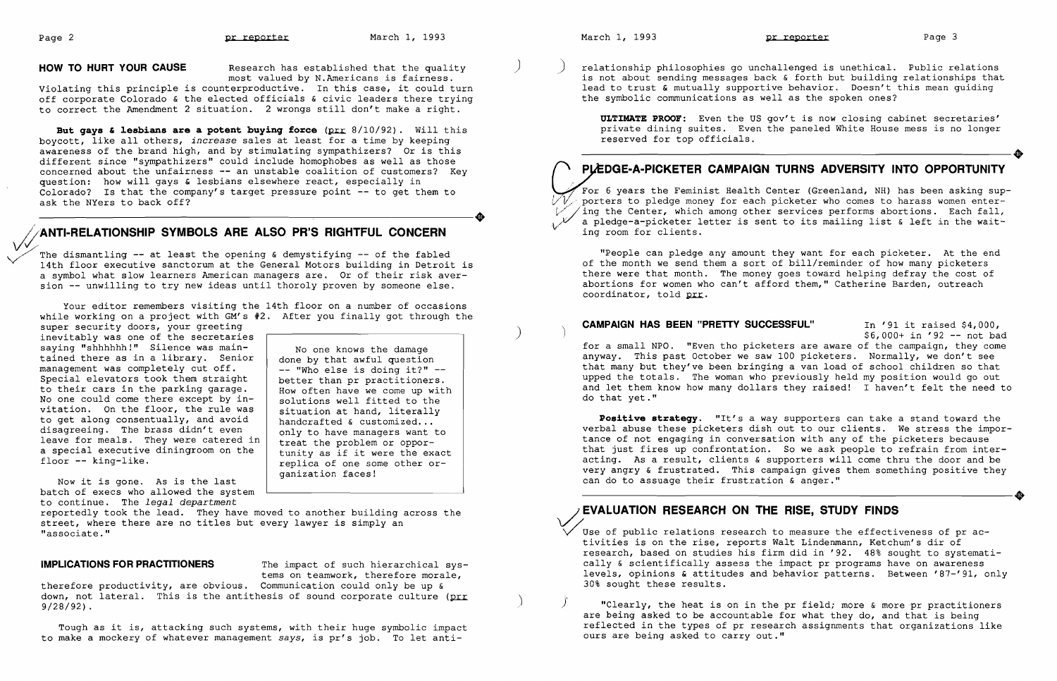**HOW TO HURT YOUR CAUSE** Research has established that the quality most valued by N.Americans is fairness. Violating this principle is counterproductive. In this case, it could turn off corporate Colorado & the elected officials & civic leaders there trying to correct the Amendment 2 situation. 2 wrongs still don't make a right.

**But gays & lesbians are a potent buying force** (prr 8/10/92). Will this boycott, like all others, *increase* sales at least for a time by keeping awareness of the brand high, and by stimulating sympathizers? Or is this different since "sympathizers" could include homophobes as well as those concerned about the unfairness -- an unstable coalition of customers? Key question: how will gays & lesbians elsewhere react, especially in Colorado? Is that the company's target pressure point -- to get them to ask the NYers to back off?

## ANTI-RELATIONSHIP SYMBOLS ARE ALSO PR'S RIGHTFUL CONCERN

The dismantling -- at least the opening & demystifying -- of the fabled 14th floor executive sanctorum at the General Motors building in Detroit is a symbol what slow learners American managers are. Or of their risk aversion -- unwilling to try new ideas until thoroly proven by someone else.

Your editor remembers visiting the 14th floor on a number of occasions while working on a project with GM's #2. After you finally got through the super security doors, your greeting inevitably was one of the secretaries saying "shhhhhh!" Silence was maintained there as in a library. Senior management was completely cut off. Special elevators took them straight to their cars in the parking garage. No one could come there except by invitation. On the floor, the rule was to get along consensually, and avoid disagreeing. The brass didn't even leave for meals. They were catered in a special executive diningroom on the floor -- king-like.

> No one knows the damage done by that awful question -- "Who else is doing it?" -- better than pr practitioners. How often have we come up with solutions well fitted to the situation at hand, literally handcrafted & customized... only to have managers want to treat the problem or opportunity as if it were the exact replica of one some other organization faces!

Now it is gone. As is the last batch of execs who allowed the system to continue. The *legal department* reportedly took the lead. They have moved to another building across the street, where there are no titles but every lawyer is simply an "associate."

**IMPLICATIONS FOR PRACTITIONERS** The impact of such hierarchical systems on teamwork, therefore morale, therefore productivity, are obvious. Communication could only be up & down, not lateral. This is the antithesis of sound corporate culture (prr 9/28/92).

Tough as it is, attacking such systems, with their huge symbolic impact to make a mockery of whatever management *says*, is pr's job. To let anti-relationship philosophies go unchallenged is unethical. Public relations is not about sending messages back & forth but building relationships that lead to trust & mutually supportive behavior. Doesn't this mean guiding the symbolic communications as well as the spoken ones?

**ULTIMATE PROOF:** Even the US gov't is now closing cabinet secretaries' private dining suites. Even the paneled White House mess is no longer reserved for top officials.

## PLEDGE-A-PICKETER CAMPAIGN TURNS ADVERSITY INTO OPPORTUNITY

For 6 years the Feminist Health Center (Greenland, NH) has been asking supporters to pledge money for each picketer who comes to harass women entering the Center, which among other services performs abortions. Each fall, a pledge-a-picketer letter is sent to its mailing list & left in the waiting room for clients.

"People can pledge any amount they want for each picketer. At the end of the month we send them a sort of bill/reminder of how many picketers there were that month. The money goes toward helping defray the cost of abortions for women who can't afford them," Catherine Barden, outreach coordinator, told prr.

**CAMPAIGN HAS BEEN "PRETTY SUCCESSFUL"** In '91 it raised $4,000, $6,000+ in '92 -- not bad for a small NPO. "Even tho picketers are aware of the campaign, they come anyway. This past October we saw 100 picketers. Normally, we don't see that many but they've been bringing a van load of school children so that upped the totals. The woman who previously held my position would go out and let them know how many dollars they raised! I haven't felt the need to do that yet."

**Positive strategy.** "It's a way supporters can take a stand toward the verbal abuse these picketers dish out to our clients. We stress the importance of not engaging in conversation with any of the picketers because that just fires up confrontation. So we ask people to refrain from interacting. As a result, clients & supporters will come thru the door and be very angry & frustrated. This campaign gives them something positive they can do to assuage their frustration & anger."

## EVALUATION RESEARCH ON THE RISE, STUDY FINDS

Use of public relations research to measure the effectiveness of pr activities is on the rise, reports Walt Lindenmann, Ketchum's dir of research, based on studies his firm did in '92. 48% sought to systematically & scientifically assess the impact pr programs have on awareness levels, opinions & attitudes and behavior patterns. Between '87-'91, only 30% sought these results.

"Clearly, the heat is on in the pr field; more & more pr practitioners are being asked to be accountable for what they do, and that is being reflected in the types of pr research assignments that organizations like ours are being asked to carry out."